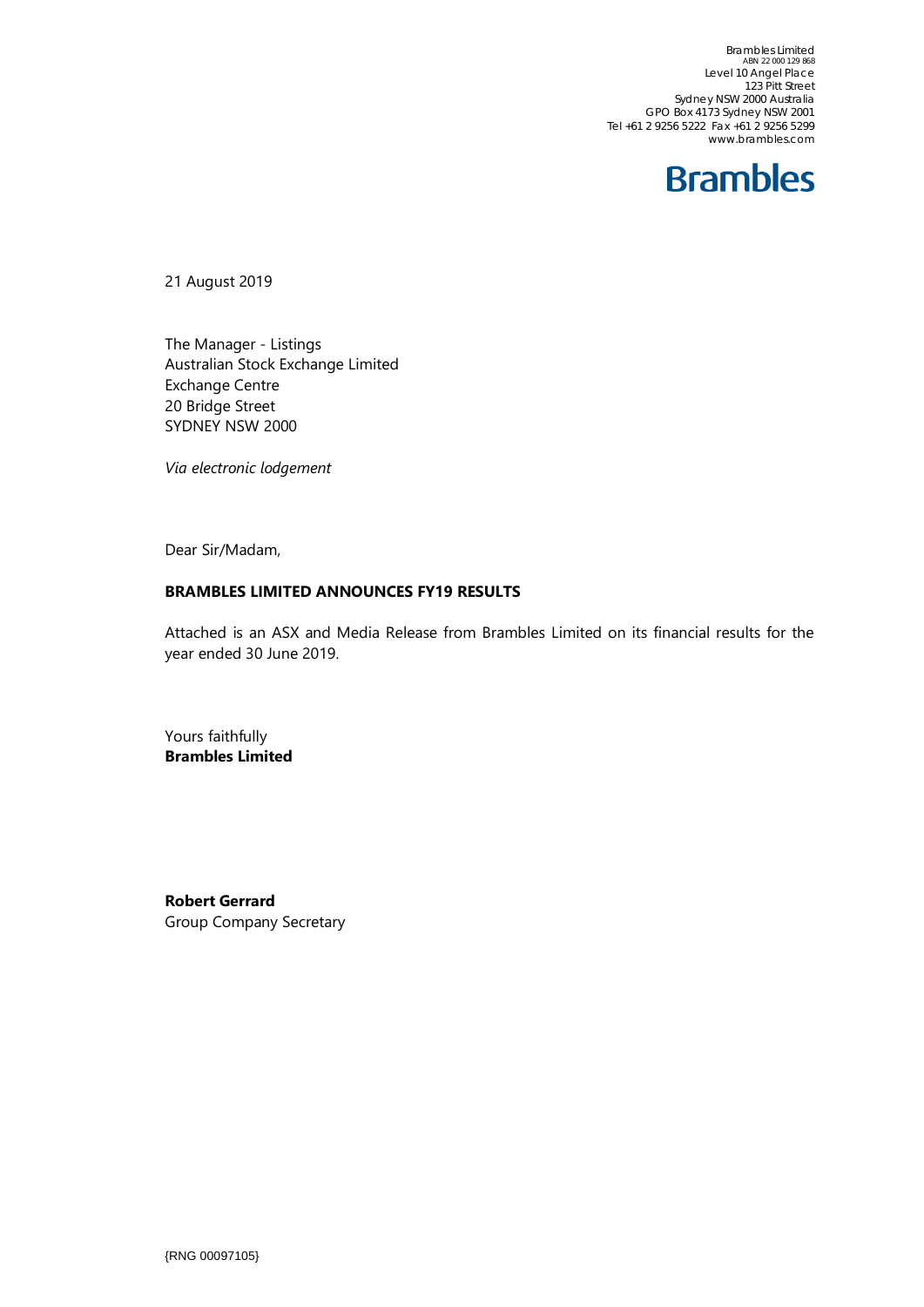Brambles Limited
ABN 22 000 129 868
Level 10 Angel Place
123 Pitt Street
Sydney NSW 2000 Australia
GPO Box 4173 Sydney NSW 2001
Tel +61 2 9256 5222 Fax +61 2 9256 5299
www.brambles.com

Brambles

21 August 2019

The Manager - Listings
Australian Stock Exchange Limited
Exchange Centre
20 Bridge Street
SYDNEY NSW 2000

*Via electronic lodgement*

Dear Sir/Madam,

**BRAMBLES LIMITED ANNOUNCES FY19 RESULTS**

Attached is an ASX and Media Release from Brambles Limited on its financial results for the year ended 30 June 2019.

Yours faithfully
**Brambles Limited**

**Robert Gerrard**
Group Company Secretary

{RNG 00097105}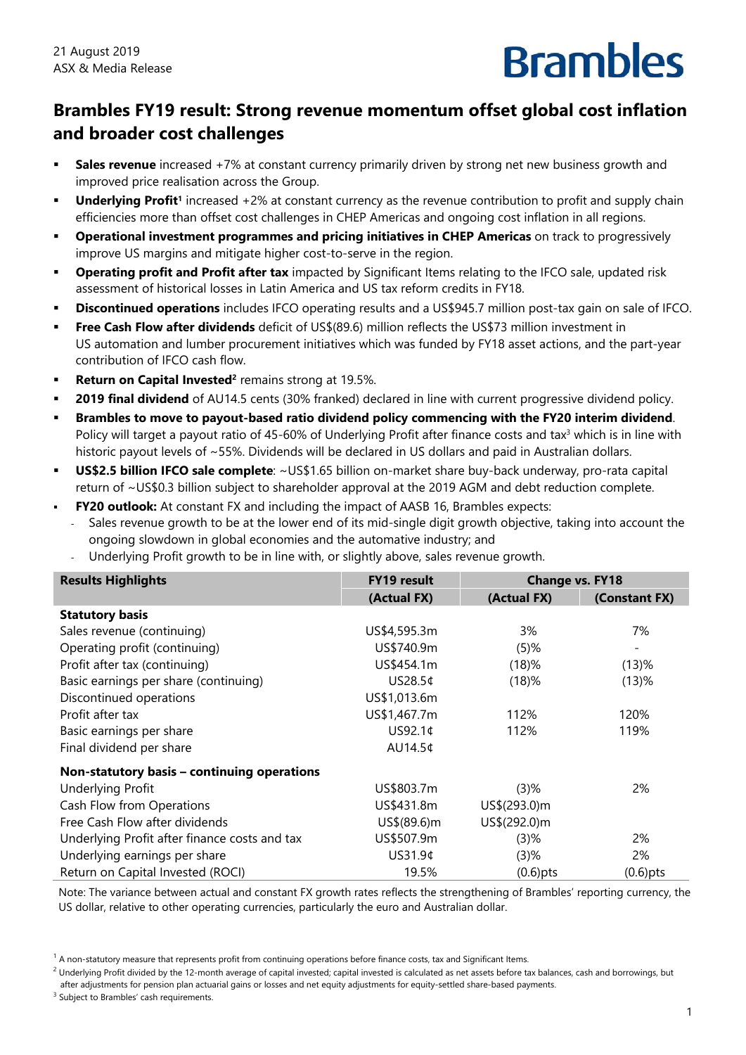21 August 2019
ASX & Media Release

Brambles

# Brambles FY19 result: Strong revenue momentum offset global cost inflation and broader cost challenges

- **Sales revenue** increased +7% at constant currency primarily driven by strong net new business growth and improved price realisation across the Group.
- **Underlying Profit**[1] increased +2% at constant currency as the revenue contribution to profit and supply chain efficiencies more than offset cost challenges in CHEP Americas and ongoing cost inflation in all regions.
- **Operational investment programmes and pricing initiatives in CHEP Americas** on track to progressively improve US margins and mitigate higher cost-to-serve in the region.
- **Operating profit and Profit after tax** impacted by Significant Items relating to the IFCO sale, updated risk assessment of historical losses in Latin America and US tax reform credits in FY18.
- **Discontinued operations** includes IFCO operating results and a US$945.7 million post-tax gain on sale of IFCO.
- **Free Cash Flow after dividends** deficit of US$(89.6) million reflects the US$73 million investment in US automation and lumber procurement initiatives which was funded by FY18 asset actions, and the part-year contribution of IFCO cash flow.
- **Return on Capital Invested**[2] remains strong at 19.5%.
- **2019 final dividend** of AU14.5 cents (30% franked) declared in line with current progressive dividend policy.
- **Brambles to move to payout-based ratio dividend policy commencing with the FY20 interim dividend**. Policy will target a payout ratio of 45-60% of Underlying Profit after finance costs and tax[3] which is in line with historic payout levels of ~55%. Dividends will be declared in US dollars and paid in Australian dollars.
- **US$2.5 billion IFCO sale complete**: ~US$1.65 billion on-market share buy-back underway, pro-rata capital return of ~US$0.3 billion subject to shareholder approval at the 2019 AGM and debt reduction complete.
- **FY20 outlook:** At constant FX and including the impact of AASB 16, Brambles expects:
  - Sales revenue growth to be at the lower end of its mid-single digit growth objective, taking into account the ongoing slowdown in global economies and the automotive industry; and
  - Underlying Profit growth to be in line with, or slightly above, sales revenue growth.

| Results Highlights | FY19 result | Change vs. FY18 | |
|---|---|---|---|
| | (Actual FX) | (Actual FX) | (Constant FX) |
| **Statutory basis** | | | |
| Sales revenue (continuing) | US$4,595.3m | 3% | 7% |
| Operating profit (continuing) | US$740.9m | (5)% | - |
| Profit after tax (continuing) | US$454.1m | (18)% | (13)% |
| Basic earnings per share (continuing) | US28.5¢ | (18)% | (13)% |
| Discontinued operations | US$1,013.6m | | |
| Profit after tax | US$1,467.7m | 112% | 120% |
| Basic earnings per share | US92.1¢ | 112% | 119% |
| Final dividend per share | AU14.5¢ | | |
| **Non-statutory basis – continuing operations** | | | |
| Underlying Profit | US$803.7m | (3)% | 2% |
| Cash Flow from Operations | US$431.8m | US$(293.0)m | |
| Free Cash Flow after dividends | US$(89.6)m | US$(292.0)m | |
| Underlying Profit after finance costs and tax | US$507.9m | (3)% | 2% |
| Underlying earnings per share | US31.9¢ | (3)% | 2% |
| Return on Capital Invested (ROCI) | 19.5% | (0.6)pts | (0.6)pts |

Note: The variance between actual and constant FX growth rates reflects the strengthening of Brambles' reporting currency, the US dollar, relative to other operating currencies, particularly the euro and Australian dollar.

[1] A non-statutory measure that represents profit from continuing operations before finance costs, tax and Significant Items.
[2] Underlying Profit divided by the 12-month average of capital invested; capital invested is calculated as net assets before tax balances, cash and borrowings, but after adjustments for pension plan actuarial gains or losses and net equity adjustments for equity-settled share-based payments.
[3] Subject to Brambles' cash requirements.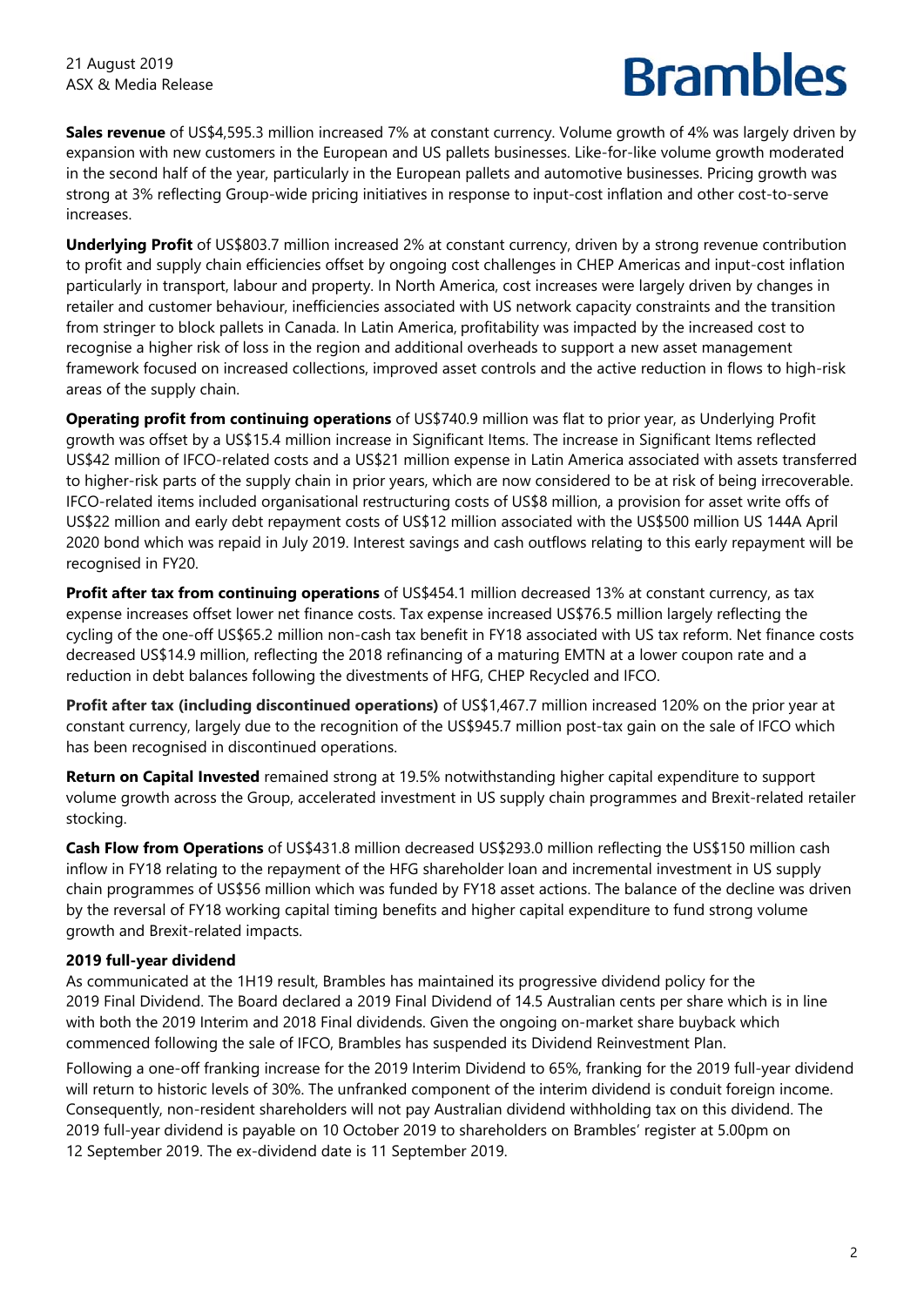**Sales revenue** of US$4,595.3 million increased 7% at constant currency. Volume growth of 4% was largely driven by expansion with new customers in the European and US pallets businesses. Like-for-like volume growth moderated in the second half of the year, particularly in the European pallets and automotive businesses. Pricing growth was strong at 3% reflecting Group-wide pricing initiatives in response to input-cost inflation and other cost-to-serve increases.

**Underlying Profit** of US$803.7 million increased 2% at constant currency, driven by a strong revenue contribution to profit and supply chain efficiencies offset by ongoing cost challenges in CHEP Americas and input-cost inflation particularly in transport, labour and property. In North America, cost increases were largely driven by changes in retailer and customer behaviour, inefficiencies associated with US network capacity constraints and the transition from stringer to block pallets in Canada. In Latin America, profitability was impacted by the increased cost to recognise a higher risk of loss in the region and additional overheads to support a new asset management framework focused on increased collections, improved asset controls and the active reduction in flows to high-risk areas of the supply chain.

**Operating profit from continuing operations** of US$740.9 million was flat to prior year, as Underlying Profit growth was offset by a US$15.4 million increase in Significant Items. The increase in Significant Items reflected US$42 million of IFCO-related costs and a US$21 million expense in Latin America associated with assets transferred to higher-risk parts of the supply chain in prior years, which are now considered to be at risk of being irrecoverable. IFCO-related items included organisational restructuring costs of US$8 million, a provision for asset write offs of US$22 million and early debt repayment costs of US$12 million associated with the US$500 million US 144A April 2020 bond which was repaid in July 2019. Interest savings and cash outflows relating to this early repayment will be recognised in FY20.

**Profit after tax from continuing operations** of US$454.1 million decreased 13% at constant currency, as tax expense increases offset lower net finance costs. Tax expense increased US$76.5 million largely reflecting the cycling of the one-off US$65.2 million non-cash tax benefit in FY18 associated with US tax reform. Net finance costs decreased US$14.9 million, reflecting the 2018 refinancing of a maturing EMTN at a lower coupon rate and a reduction in debt balances following the divestments of HFG, CHEP Recycled and IFCO.

**Profit after tax (including discontinued operations)** of US$1,467.7 million increased 120% on the prior year at constant currency, largely due to the recognition of the US$945.7 million post-tax gain on the sale of IFCO which has been recognised in discontinued operations.

**Return on Capital Invested** remained strong at 19.5% notwithstanding higher capital expenditure to support volume growth across the Group, accelerated investment in US supply chain programmes and Brexit-related retailer stocking.

**Cash Flow from Operations** of US$431.8 million decreased US$293.0 million reflecting the US$150 million cash inflow in FY18 relating to the repayment of the HFG shareholder loan and incremental investment in US supply chain programmes of US$56 million which was funded by FY18 asset actions. The balance of the decline was driven by the reversal of FY18 working capital timing benefits and higher capital expenditure to fund strong volume growth and Brexit-related impacts.

**2019 full-year dividend**

As communicated at the 1H19 result, Brambles has maintained its progressive dividend policy for the 2019 Final Dividend. The Board declared a 2019 Final Dividend of 14.5 Australian cents per share which is in line with both the 2019 Interim and 2018 Final dividends. Given the ongoing on-market share buyback which commenced following the sale of IFCO, Brambles has suspended its Dividend Reinvestment Plan.

Following a one-off franking increase for the 2019 Interim Dividend to 65%, franking for the 2019 full-year dividend will return to historic levels of 30%. The unfranked component of the interim dividend is conduit foreign income. Consequently, non-resident shareholders will not pay Australian dividend withholding tax on this dividend. The 2019 full-year dividend is payable on 10 October 2019 to shareholders on Brambles' register at 5.00pm on 12 September 2019. The ex-dividend date is 11 September 2019.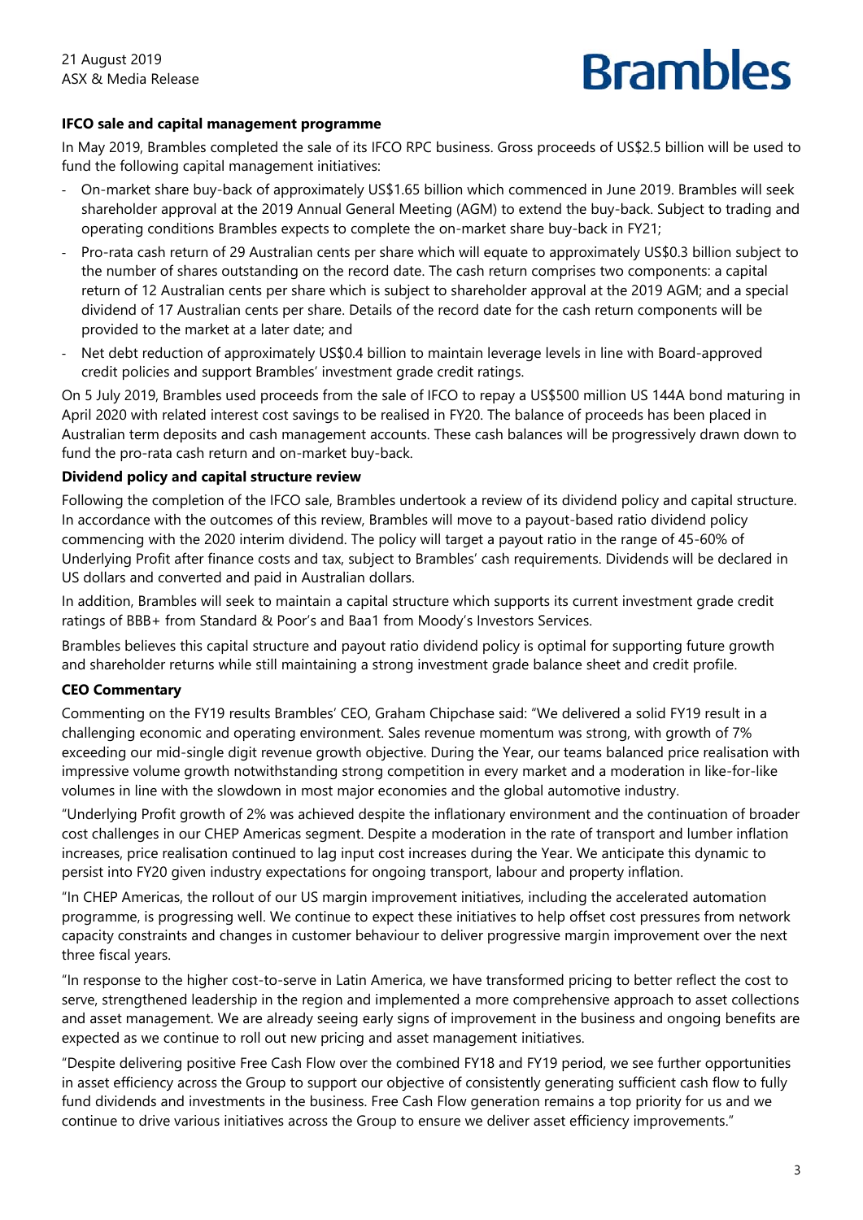**IFCO sale and capital management programme**

In May 2019, Brambles completed the sale of its IFCO RPC business. Gross proceeds of US$2.5 billion will be used to fund the following capital management initiatives:

- On-market share buy-back of approximately US$1.65 billion which commenced in June 2019. Brambles will seek shareholder approval at the 2019 Annual General Meeting (AGM) to extend the buy-back. Subject to trading and operating conditions Brambles expects to complete the on-market share buy-back in FY21;
- Pro-rata cash return of 29 Australian cents per share which will equate to approximately US$0.3 billion subject to the number of shares outstanding on the record date. The cash return comprises two components: a capital return of 12 Australian cents per share which is subject to shareholder approval at the 2019 AGM; and a special dividend of 17 Australian cents per share. Details of the record date for the cash return components will be provided to the market at a later date; and
- Net debt reduction of approximately US$0.4 billion to maintain leverage levels in line with Board-approved credit policies and support Brambles' investment grade credit ratings.

On 5 July 2019, Brambles used proceeds from the sale of IFCO to repay a US$500 million US 144A bond maturing in April 2020 with related interest cost savings to be realised in FY20. The balance of proceeds has been placed in Australian term deposits and cash management accounts. These cash balances will be progressively drawn down to fund the pro-rata cash return and on-market buy-back.

**Dividend policy and capital structure review**

Following the completion of the IFCO sale, Brambles undertook a review of its dividend policy and capital structure. In accordance with the outcomes of this review, Brambles will move to a payout-based ratio dividend policy commencing with the 2020 interim dividend. The policy will target a payout ratio in the range of 45-60% of Underlying Profit after finance costs and tax, subject to Brambles' cash requirements. Dividends will be declared in US dollars and converted and paid in Australian dollars.

In addition, Brambles will seek to maintain a capital structure which supports its current investment grade credit ratings of BBB+ from Standard & Poor's and Baa1 from Moody's Investors Services.

Brambles believes this capital structure and payout ratio dividend policy is optimal for supporting future growth and shareholder returns while still maintaining a strong investment grade balance sheet and credit profile.

**CEO Commentary**

Commenting on the FY19 results Brambles' CEO, Graham Chipchase said: "We delivered a solid FY19 result in a challenging economic and operating environment. Sales revenue momentum was strong, with growth of 7% exceeding our mid-single digit revenue growth objective. During the Year, our teams balanced price realisation with impressive volume growth notwithstanding strong competition in every market and a moderation in like-for-like volumes in line with the slowdown in most major economies and the global automotive industry.

"Underlying Profit growth of 2% was achieved despite the inflationary environment and the continuation of broader cost challenges in our CHEP Americas segment. Despite a moderation in the rate of transport and lumber inflation increases, price realisation continued to lag input cost increases during the Year. We anticipate this dynamic to persist into FY20 given industry expectations for ongoing transport, labour and property inflation.

"In CHEP Americas, the rollout of our US margin improvement initiatives, including the accelerated automation programme, is progressing well. We continue to expect these initiatives to help offset cost pressures from network capacity constraints and changes in customer behaviour to deliver progressive margin improvement over the next three fiscal years.

"In response to the higher cost-to-serve in Latin America, we have transformed pricing to better reflect the cost to serve, strengthened leadership in the region and implemented a more comprehensive approach to asset collections and asset management. We are already seeing early signs of improvement in the business and ongoing benefits are expected as we continue to roll out new pricing and asset management initiatives.

"Despite delivering positive Free Cash Flow over the combined FY18 and FY19 period, we see further opportunities in asset efficiency across the Group to support our objective of consistently generating sufficient cash flow to fully fund dividends and investments in the business. Free Cash Flow generation remains a top priority for us and we continue to drive various initiatives across the Group to ensure we deliver asset efficiency improvements."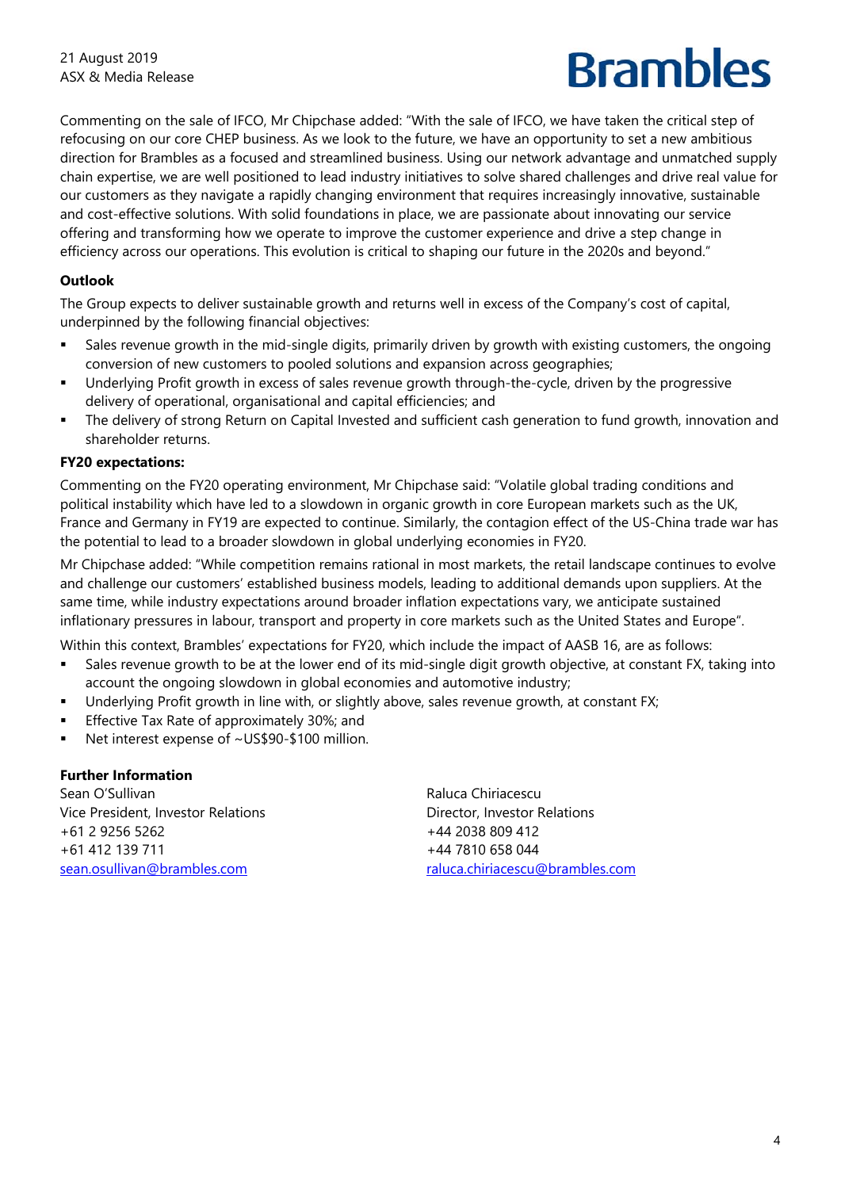Commenting on the sale of IFCO, Mr Chipchase added: "With the sale of IFCO, we have taken the critical step of refocusing on our core CHEP business. As we look to the future, we have an opportunity to set a new ambitious direction for Brambles as a focused and streamlined business. Using our network advantage and unmatched supply chain expertise, we are well positioned to lead industry initiatives to solve shared challenges and drive real value for our customers as they navigate a rapidly changing environment that requires increasingly innovative, sustainable and cost-effective solutions. With solid foundations in place, we are passionate about innovating our service offering and transforming how we operate to improve the customer experience and drive a step change in efficiency across our operations. This evolution is critical to shaping our future in the 2020s and beyond."

**Outlook**

The Group expects to deliver sustainable growth and returns well in excess of the Company's cost of capital, underpinned by the following financial objectives:

- Sales revenue growth in the mid-single digits, primarily driven by growth with existing customers, the ongoing conversion of new customers to pooled solutions and expansion across geographies;
- Underlying Profit growth in excess of sales revenue growth through-the-cycle, driven by the progressive delivery of operational, organisational and capital efficiencies; and
- The delivery of strong Return on Capital Invested and sufficient cash generation to fund growth, innovation and shareholder returns.

**FY20 expectations:**

Commenting on the FY20 operating environment, Mr Chipchase said: "Volatile global trading conditions and political instability which have led to a slowdown in organic growth in core European markets such as the UK, France and Germany in FY19 are expected to continue. Similarly, the contagion effect of the US-China trade war has the potential to lead to a broader slowdown in global underlying economies in FY20.

Mr Chipchase added: "While competition remains rational in most markets, the retail landscape continues to evolve and challenge our customers' established business models, leading to additional demands upon suppliers. At the same time, while industry expectations around broader inflation expectations vary, we anticipate sustained inflationary pressures in labour, transport and property in core markets such as the United States and Europe".

Within this context, Brambles' expectations for FY20, which include the impact of AASB 16, are as follows:

- Sales revenue growth to be at the lower end of its mid-single digit growth objective, at constant FX, taking into account the ongoing slowdown in global economies and automotive industry;
- Underlying Profit growth in line with, or slightly above, sales revenue growth, at constant FX;
- Effective Tax Rate of approximately 30%; and
- Net interest expense of ~US$90-$100 million.

**Further Information**

Sean O'Sullivan
Vice President, Investor Relations
+61 2 9256 5262
+61 412 139 711
sean.osullivan@brambles.com

Raluca Chiriacescu
Director, Investor Relations
+44 2038 809 412
+44 7810 658 044
raluca.chiriacescu@brambles.com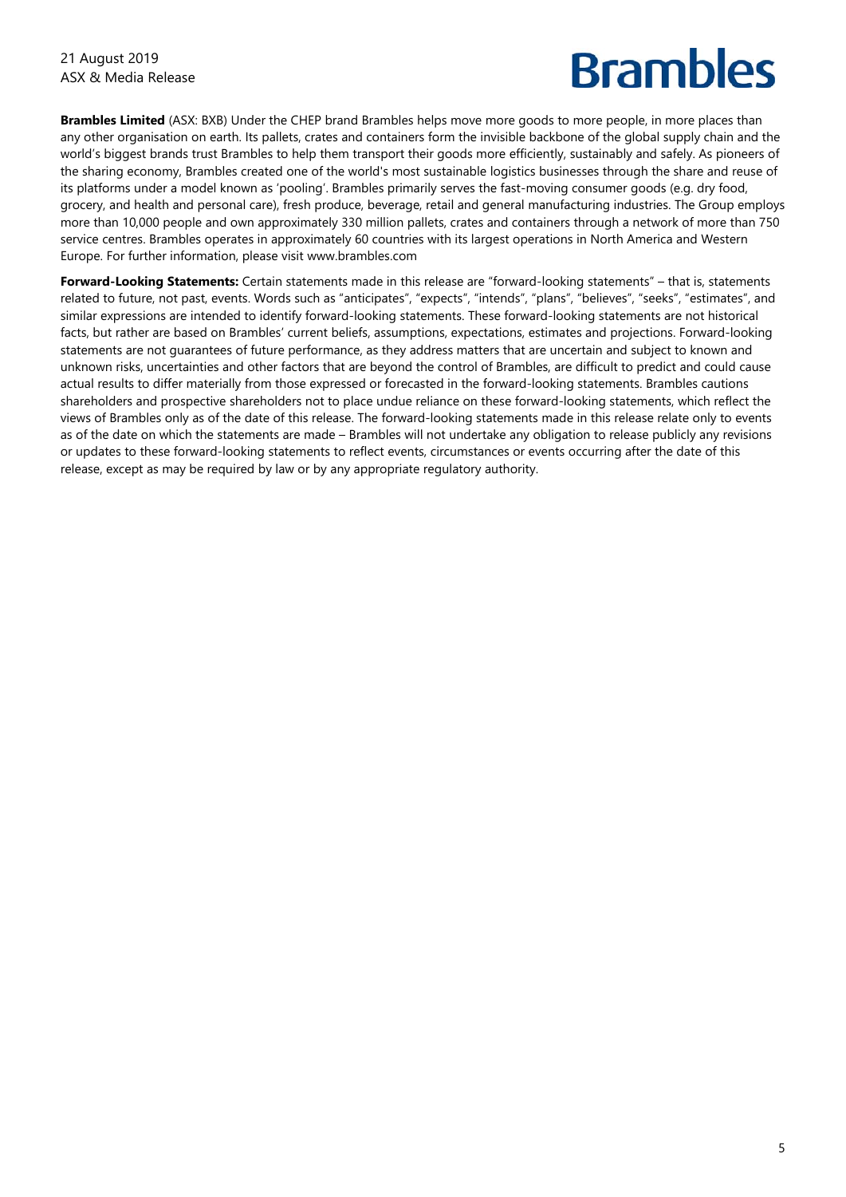**Brambles Limited** (ASX: BXB) Under the CHEP brand Brambles helps move more goods to more people, in more places than any other organisation on earth. Its pallets, crates and containers form the invisible backbone of the global supply chain and the world's biggest brands trust Brambles to help them transport their goods more efficiently, sustainably and safely. As pioneers of the sharing economy, Brambles created one of the world's most sustainable logistics businesses through the share and reuse of its platforms under a model known as 'pooling'. Brambles primarily serves the fast-moving consumer goods (e.g. dry food, grocery, and health and personal care), fresh produce, beverage, retail and general manufacturing industries. The Group employs more than 10,000 people and own approximately 330 million pallets, crates and containers through a network of more than 750 service centres. Brambles operates in approximately 60 countries with its largest operations in North America and Western Europe. For further information, please visit www.brambles.com

**Forward-Looking Statements:** Certain statements made in this release are "forward-looking statements" – that is, statements related to future, not past, events. Words such as "anticipates", "expects", "intends", "plans", "believes", "seeks", "estimates", and similar expressions are intended to identify forward-looking statements. These forward-looking statements are not historical facts, but rather are based on Brambles' current beliefs, assumptions, expectations, estimates and projections. Forward-looking statements are not guarantees of future performance, as they address matters that are uncertain and subject to known and unknown risks, uncertainties and other factors that are beyond the control of Brambles, are difficult to predict and could cause actual results to differ materially from those expressed or forecasted in the forward-looking statements. Brambles cautions shareholders and prospective shareholders not to place undue reliance on these forward-looking statements, which reflect the views of Brambles only as of the date of this release. The forward-looking statements made in this release relate only to events as of the date on which the statements are made – Brambles will not undertake any obligation to release publicly any revisions or updates to these forward-looking statements to reflect events, circumstances or events occurring after the date of this release, except as may be required by law or by any appropriate regulatory authority.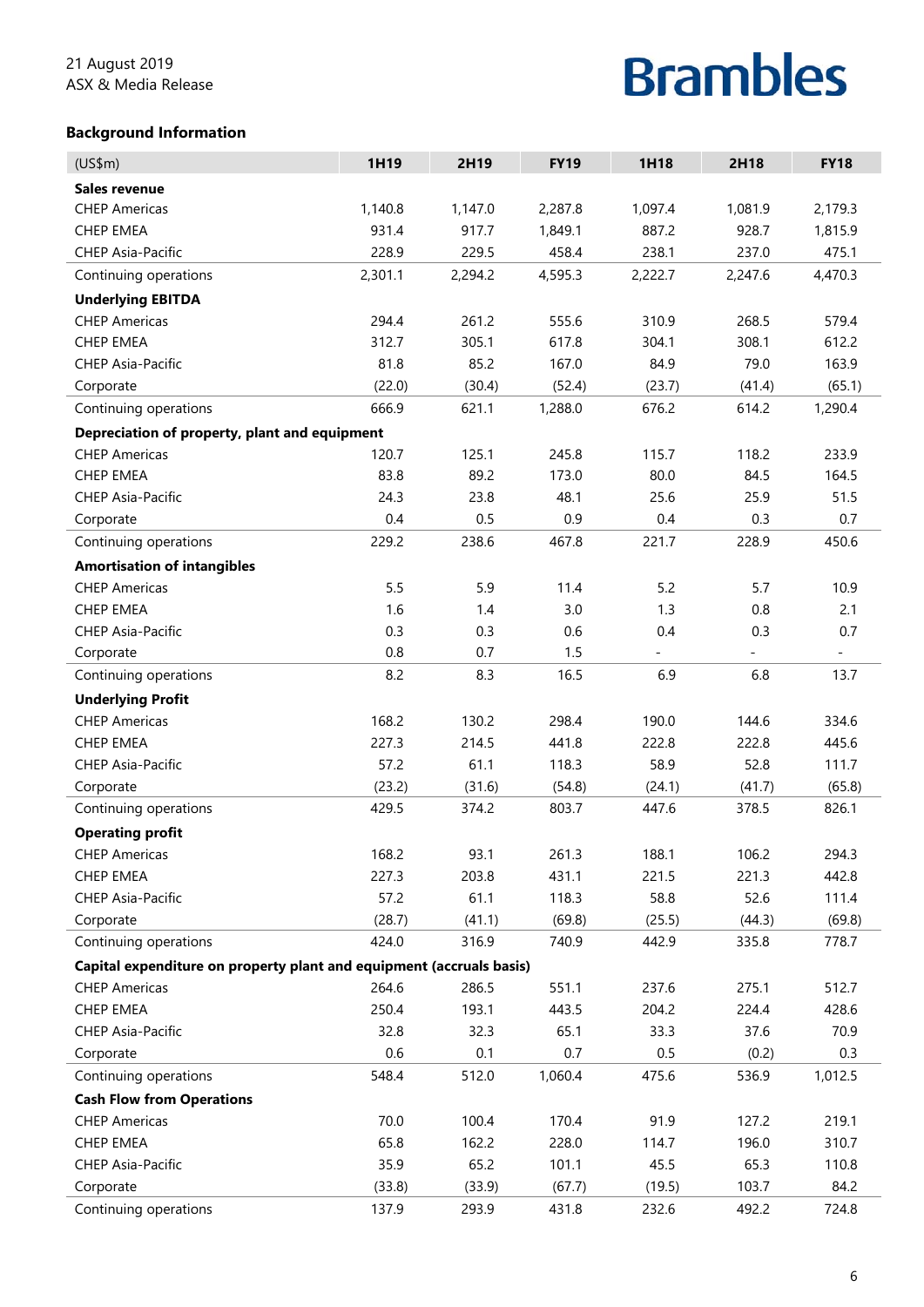21 August 2019
ASX & Media Release

Brambles

## Background Information

| (US$m) | 1H19 | 2H19 | FY19 | 1H18 | 2H18 | FY18 |
|---|---|---|---|---|---|---|
| **Sales revenue** | | | | | | |
| CHEP Americas | 1,140.8 | 1,147.0 | 2,287.8 | 1,097.4 | 1,081.9 | 2,179.3 |
| CHEP EMEA | 931.4 | 917.7 | 1,849.1 | 887.2 | 928.7 | 1,815.9 |
| CHEP Asia-Pacific | 228.9 | 229.5 | 458.4 | 238.1 | 237.0 | 475.1 |
| Continuing operations | 2,301.1 | 2,294.2 | 4,595.3 | 2,222.7 | 2,247.6 | 4,470.3 |
| **Underlying EBITDA** | | | | | | |
| CHEP Americas | 294.4 | 261.2 | 555.6 | 310.9 | 268.5 | 579.4 |
| CHEP EMEA | 312.7 | 305.1 | 617.8 | 304.1 | 308.1 | 612.2 |
| CHEP Asia-Pacific | 81.8 | 85.2 | 167.0 | 84.9 | 79.0 | 163.9 |
| Corporate | (22.0) | (30.4) | (52.4) | (23.7) | (41.4) | (65.1) |
| Continuing operations | 666.9 | 621.1 | 1,288.0 | 676.2 | 614.2 | 1,290.4 |
| **Depreciation of property, plant and equipment** | | | | | | |
| CHEP Americas | 120.7 | 125.1 | 245.8 | 115.7 | 118.2 | 233.9 |
| CHEP EMEA | 83.8 | 89.2 | 173.0 | 80.0 | 84.5 | 164.5 |
| CHEP Asia-Pacific | 24.3 | 23.8 | 48.1 | 25.6 | 25.9 | 51.5 |
| Corporate | 0.4 | 0.5 | 0.9 | 0.4 | 0.3 | 0.7 |
| Continuing operations | 229.2 | 238.6 | 467.8 | 221.7 | 228.9 | 450.6 |
| **Amortisation of intangibles** | | | | | | |
| CHEP Americas | 5.5 | 5.9 | 11.4 | 5.2 | 5.7 | 10.9 |
| CHEP EMEA | 1.6 | 1.4 | 3.0 | 1.3 | 0.8 | 2.1 |
| CHEP Asia-Pacific | 0.3 | 0.3 | 0.6 | 0.4 | 0.3 | 0.7 |
| Corporate | 0.8 | 0.7 | 1.5 | - | - | - |
| Continuing operations | 8.2 | 8.3 | 16.5 | 6.9 | 6.8 | 13.7 |
| **Underlying Profit** | | | | | | |
| CHEP Americas | 168.2 | 130.2 | 298.4 | 190.0 | 144.6 | 334.6 |
| CHEP EMEA | 227.3 | 214.5 | 441.8 | 222.8 | 222.8 | 445.6 |
| CHEP Asia-Pacific | 57.2 | 61.1 | 118.3 | 58.9 | 52.8 | 111.7 |
| Corporate | (23.2) | (31.6) | (54.8) | (24.1) | (41.7) | (65.8) |
| Continuing operations | 429.5 | 374.2 | 803.7 | 447.6 | 378.5 | 826.1 |
| **Operating profit** | | | | | | |
| CHEP Americas | 168.2 | 93.1 | 261.3 | 188.1 | 106.2 | 294.3 |
| CHEP EMEA | 227.3 | 203.8 | 431.1 | 221.5 | 221.3 | 442.8 |
| CHEP Asia-Pacific | 57.2 | 61.1 | 118.3 | 58.8 | 52.6 | 111.4 |
| Corporate | (28.7) | (41.1) | (69.8) | (25.5) | (44.3) | (69.8) |
| Continuing operations | 424.0 | 316.9 | 740.9 | 442.9 | 335.8 | 778.7 |
| **Capital expenditure on property plant and equipment (accruals basis)** | | | | | | |
| CHEP Americas | 264.6 | 286.5 | 551.1 | 237.6 | 275.1 | 512.7 |
| CHEP EMEA | 250.4 | 193.1 | 443.5 | 204.2 | 224.4 | 428.6 |
| CHEP Asia-Pacific | 32.8 | 32.3 | 65.1 | 33.3 | 37.6 | 70.9 |
| Corporate | 0.6 | 0.1 | 0.7 | 0.5 | (0.2) | 0.3 |
| Continuing operations | 548.4 | 512.0 | 1,060.4 | 475.6 | 536.9 | 1,012.5 |
| **Cash Flow from Operations** | | | | | | |
| CHEP Americas | 70.0 | 100.4 | 170.4 | 91.9 | 127.2 | 219.1 |
| CHEP EMEA | 65.8 | 162.2 | 228.0 | 114.7 | 196.0 | 310.7 |
| CHEP Asia-Pacific | 35.9 | 65.2 | 101.1 | 45.5 | 65.3 | 110.8 |
| Corporate | (33.8) | (33.9) | (67.7) | (19.5) | 103.7 | 84.2 |
| Continuing operations | 137.9 | 293.9 | 431.8 | 232.6 | 492.2 | 724.8 |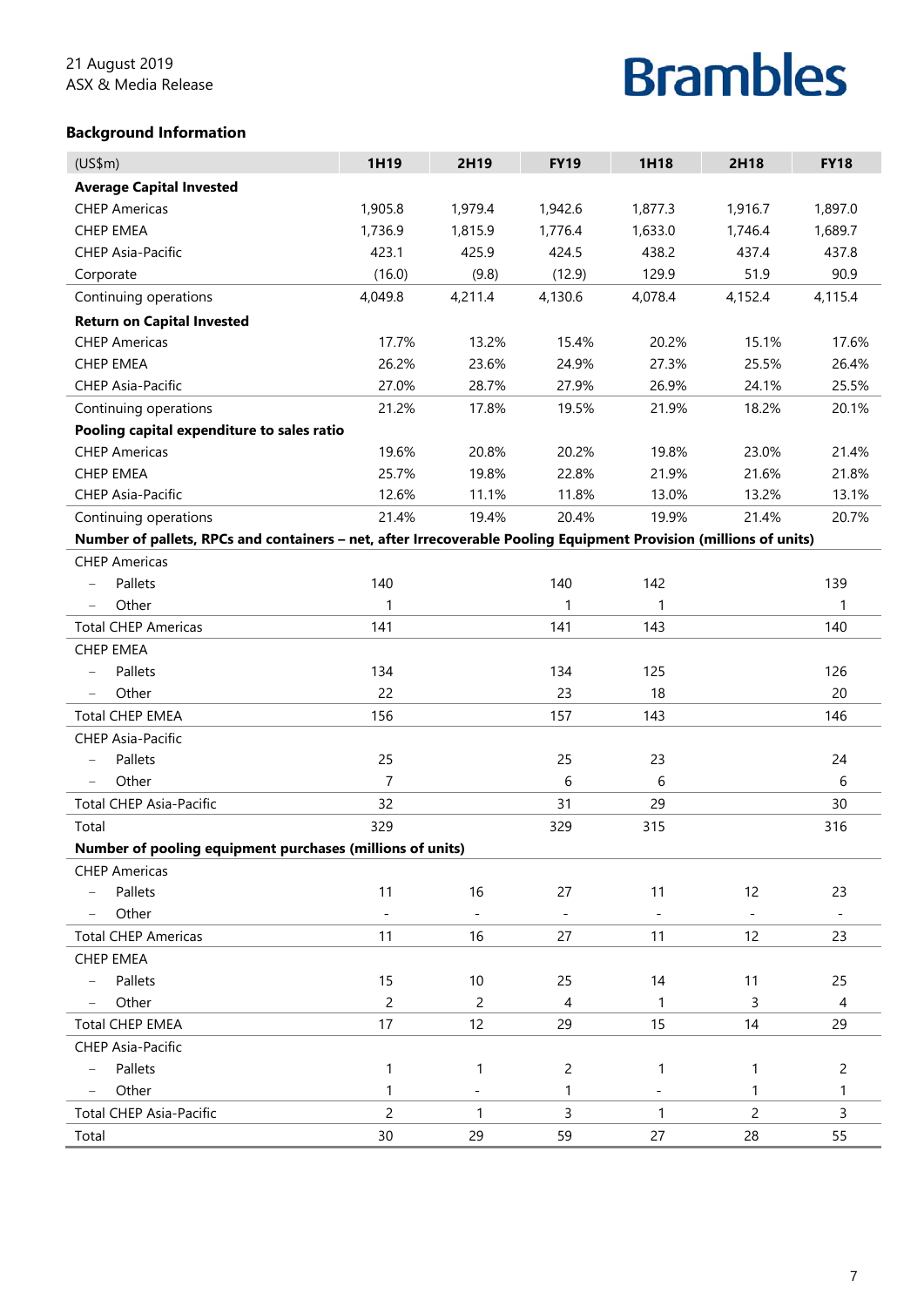21 August 2019
ASX & Media Release

# Brambles

## Background Information

| (US$m) | 1H19 | 2H19 | FY19 | 1H18 | 2H18 | FY18 |
|---|---|---|---|---|---|---|
| **Average Capital Invested** | | | | | | |
| CHEP Americas | 1,905.8 | 1,979.4 | 1,942.6 | 1,877.3 | 1,916.7 | 1,897.0 |
| CHEP EMEA | 1,736.9 | 1,815.9 | 1,776.4 | 1,633.0 | 1,746.4 | 1,689.7 |
| CHEP Asia-Pacific | 423.1 | 425.9 | 424.5 | 438.2 | 437.4 | 437.8 |
| Corporate | (16.0) | (9.8) | (12.9) | 129.9 | 51.9 | 90.9 |
| Continuing operations | 4,049.8 | 4,211.4 | 4,130.6 | 4,078.4 | 4,152.4 | 4,115.4 |
| **Return on Capital Invested** | | | | | | |
| CHEP Americas | 17.7% | 13.2% | 15.4% | 20.2% | 15.1% | 17.6% |
| CHEP EMEA | 26.2% | 23.6% | 24.9% | 27.3% | 25.5% | 26.4% |
| CHEP Asia-Pacific | 27.0% | 28.7% | 27.9% | 26.9% | 24.1% | 25.5% |
| Continuing operations | 21.2% | 17.8% | 19.5% | 21.9% | 18.2% | 20.1% |
| **Pooling capital expenditure to sales ratio** | | | | | | |
| CHEP Americas | 19.6% | 20.8% | 20.2% | 19.8% | 23.0% | 21.4% |
| CHEP EMEA | 25.7% | 19.8% | 22.8% | 21.9% | 21.6% | 21.8% |
| CHEP Asia-Pacific | 12.6% | 11.1% | 11.8% | 13.0% | 13.2% | 13.1% |
| Continuing operations | 21.4% | 19.4% | 20.4% | 19.9% | 21.4% | 20.7% |
| **Number of pallets, RPCs and containers – net, after Irrecoverable Pooling Equipment Provision (millions of units)** | | | | | | |
| CHEP Americas | | | | | | |
| – Pallets | 140 | | 140 | 142 | | 139 |
| – Other | 1 | | 1 | 1 | | 1 |
| Total CHEP Americas | 141 | | 141 | 143 | | 140 |
| CHEP EMEA | | | | | | |
| – Pallets | 134 | | 134 | 125 | | 126 |
| – Other | 22 | | 23 | 18 | | 20 |
| Total CHEP EMEA | 156 | | 157 | 143 | | 146 |
| CHEP Asia-Pacific | | | | | | |
| – Pallets | 25 | | 25 | 23 | | 24 |
| – Other | 7 | | 6 | 6 | | 6 |
| Total CHEP Asia-Pacific | 32 | | 31 | 29 | | 30 |
| Total | 329 | | 329 | 315 | | 316 |
| **Number of pooling equipment purchases (millions of units)** | | | | | | |
| CHEP Americas | | | | | | |
| – Pallets | 11 | 16 | 27 | 11 | 12 | 23 |
| – Other | - | - | - | - | - | - |
| Total CHEP Americas | 11 | 16 | 27 | 11 | 12 | 23 |
| CHEP EMEA | | | | | | |
| – Pallets | 15 | 10 | 25 | 14 | 11 | 25 |
| – Other | 2 | 2 | 4 | 1 | 3 | 4 |
| Total CHEP EMEA | 17 | 12 | 29 | 15 | 14 | 29 |
| CHEP Asia-Pacific | | | | | | |
| – Pallets | 1 | 1 | 2 | 1 | 1 | 2 |
| – Other | 1 | - | 1 | - | 1 | 1 |
| Total CHEP Asia-Pacific | 2 | 1 | 3 | 1 | 2 | 3 |
| Total | 30 | 29 | 59 | 27 | 28 | 55 |